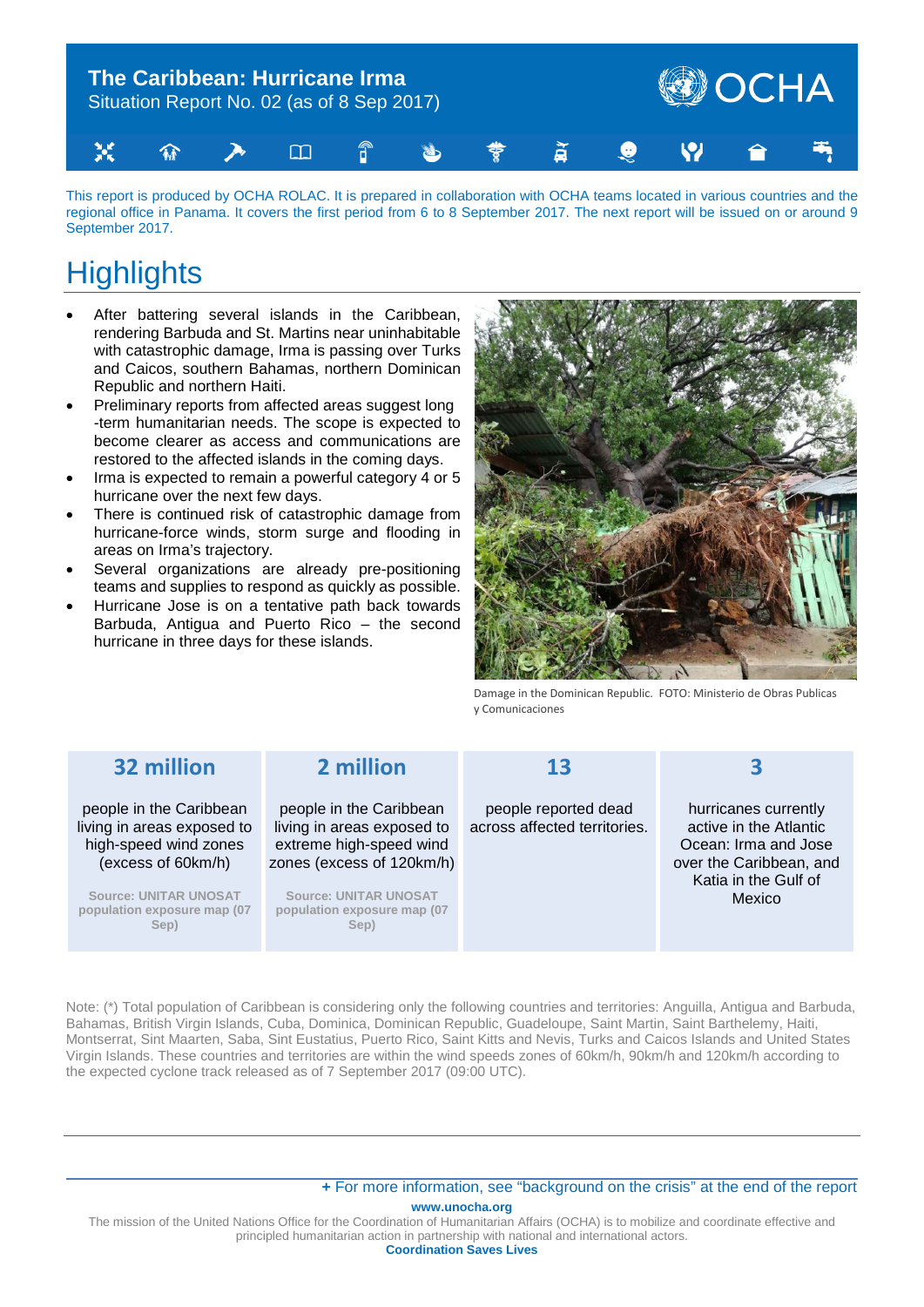# The Caribbean: Hurricane Irma

Situation Report No. 02 (as of 8 Sep 2017)

This report is produced by OCHA ROLAC. It is prepared in collaboration with OCHA teams located in various countries and the regional office in Panama. It covers the first period from 6 to 8 September 2017. The next report will be issued on or around 9 September 2017.

## Highlights

- After battering several islands in the Caribbean, rendering Barbuda and St. Martins near uninhabitable with catastrophic damage, Irma is passing over Turks and Caicos, southern Bahamas, northern Dominican Republic and northern Haiti.
- Preliminary reports from affected areas suggest long -term humanitarian needs. The scope is expected to become clearer as access and communications are restored to the affected islands in the coming days.
- Irma is expected to remain a powerful category 4 or 5 hurricane over the next few days.
- There is continued risk of catastrophic damage from hurricane-force winds, storm surge and flooding in areas on Irma's trajectory.
- Several organizations are already pre-positioning teams and supplies to respond as quickly as possible.
- Hurricane Jose is on a tentative path back towards Barbuda, Antigua and Puerto Rico – the second hurricane in three days for these islands.

Damage in the Dominican Republic. FOTO: Ministerio de Obras Publicas y Comunicaciones

| 32 million | 2 million | 13 | 3 |
|---|---|---|---|
| people in the Caribbean living in areas exposed to high-speed wind zones (excess of 60km/h) | people in the Caribbean living in areas exposed to extreme high-speed wind zones (excess of 120km/h) | people reported dead across affected territories. | hurricanes currently active in the Atlantic Ocean: Irma and Jose over the Caribbean, and Katia in the Gulf of Mexico |
| Source: UNITAR UNOSAT population exposure map (07 Sep) | Source: UNITAR UNOSAT population exposure map (07 Sep) | | |

Note: (*) Total population of Caribbean is considering only the following countries and territories: Anguilla, Antigua and Barbuda, Bahamas, British Virgin Islands, Cuba, Dominica, Dominican Republic, Guadeloupe, Saint Martin, Saint Barthelemy, Haiti, Montserrat, Sint Maarten, Saba, Sint Eustatius, Puerto Rico, Saint Kitts and Nevis, Turks and Caicos Islands and United States Virgin Islands. These countries and territories are within the wind speeds zones of 60km/h, 90km/h and 120km/h according to the expected cyclone track released as of 7 September 2017 (09:00 UTC).

+ For more information, see "background on the crisis" at the end of the report

www.unocha.org

The mission of the United Nations Office for the Coordination of Humanitarian Affairs (OCHA) is to mobilize and coordinate effective and principled humanitarian action in partnership with national and international actors.

**Coordination Saves Lives**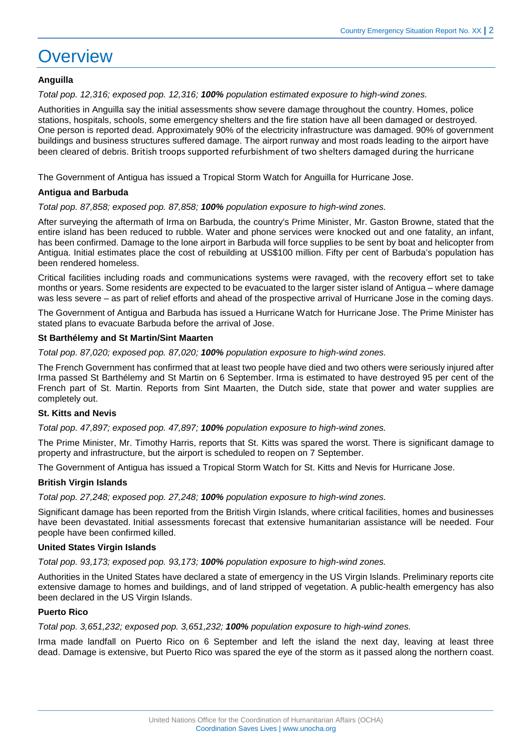# Overview

**Anguilla**

*Total pop. 12,316; exposed pop. 12,316; **100%** population estimated exposure to high-wind zones.*

Authorities in Anguilla say the initial assessments show severe damage throughout the country. Homes, police stations, hospitals, schools, some emergency shelters and the fire station have all been damaged or destroyed. One person is reported dead. Approximately 90% of the electricity infrastructure was damaged. 90% of government buildings and business structures suffered damage. The airport runway and most roads leading to the airport have been cleared of debris. British troops supported refurbishment of two shelters damaged during the hurricane

The Government of Antigua has issued a Tropical Storm Watch for Anguilla for Hurricane Jose.

**Antigua and Barbuda**

*Total pop. 87,858; exposed pop. 87,858; **100%** population exposure to high-wind zones.*

After surveying the aftermath of Irma on Barbuda, the country's Prime Minister, Mr. Gaston Browne, stated that the entire island has been reduced to rubble. Water and phone services were knocked out and one fatality, an infant, has been confirmed. Damage to the lone airport in Barbuda will force supplies to be sent by boat and helicopter from Antigua. Initial estimates place the cost of rebuilding at US$100 million. Fifty per cent of Barbuda's population has been rendered homeless.

Critical facilities including roads and communications systems were ravaged, with the recovery effort set to take months or years. Some residents are expected to be evacuated to the larger sister island of Antigua – where damage was less severe – as part of relief efforts and ahead of the prospective arrival of Hurricane Jose in the coming days.

The Government of Antigua and Barbuda has issued a Hurricane Watch for Hurricane Jose. The Prime Minister has stated plans to evacuate Barbuda before the arrival of Jose.

**St Barthélemy and St Martin/Sint Maarten**

*Total pop. 87,020; exposed pop. 87,020; **100%** population exposure to high-wind zones.*

The French Government has confirmed that at least two people have died and two others were seriously injured after Irma passed St Barthélemy and St Martin on 6 September. Irma is estimated to have destroyed 95 per cent of the French part of St. Martin. Reports from Sint Maarten, the Dutch side, state that power and water supplies are completely out.

**St. Kitts and Nevis**

*Total pop. 47,897; exposed pop. 47,897; **100%** population exposure to high-wind zones.*

The Prime Minister, Mr. Timothy Harris, reports that St. Kitts was spared the worst. There is significant damage to property and infrastructure, but the airport is scheduled to reopen on 7 September.

The Government of Antigua has issued a Tropical Storm Watch for St. Kitts and Nevis for Hurricane Jose.

**British Virgin Islands**

*Total pop. 27,248; exposed pop. 27,248; **100%** population exposure to high-wind zones.*

Significant damage has been reported from the British Virgin Islands, where critical facilities, homes and businesses have been devastated. Initial assessments forecast that extensive humanitarian assistance will be needed. Four people have been confirmed killed.

**United States Virgin Islands**

*Total pop. 93,173; exposed pop. 93,173; **100%** population exposure to high-wind zones.*

Authorities in the United States have declared a state of emergency in the US Virgin Islands. Preliminary reports cite extensive damage to homes and buildings, and of land stripped of vegetation. A public-health emergency has also been declared in the US Virgin Islands.

**Puerto Rico**

*Total pop. 3,651,232; exposed pop. 3,651,232; **100%** population exposure to high-wind zones.*

Irma made landfall on Puerto Rico on 6 September and left the island the next day, leaving at least three dead. Damage is extensive, but Puerto Rico was spared the eye of the storm as it passed along the northern coast.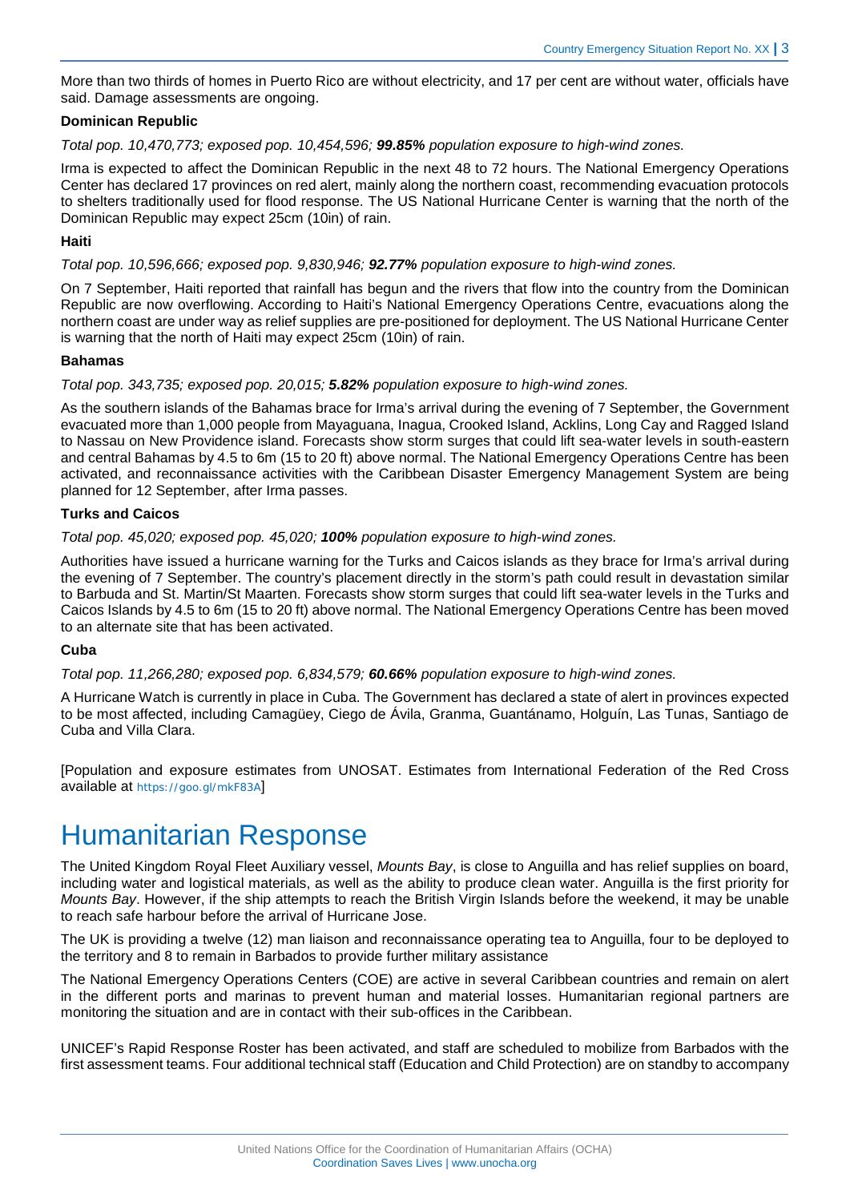More than two thirds of homes in Puerto Rico are without electricity, and 17 per cent are without water, officials have said. Damage assessments are ongoing.

**Dominican Republic**

*Total pop. 10,470,773; exposed pop. 10,454,596;* ***99.85%*** *population exposure to high-wind zones.*

Irma is expected to affect the Dominican Republic in the next 48 to 72 hours. The National Emergency Operations Center has declared 17 provinces on red alert, mainly along the northern coast, recommending evacuation protocols to shelters traditionally used for flood response. The US National Hurricane Center is warning that the north of the Dominican Republic may expect 25cm (10in) of rain.

**Haiti**

*Total pop. 10,596,666; exposed pop. 9,830,946;* ***92.77%*** *population exposure to high-wind zones.*

On 7 September, Haiti reported that rainfall has begun and the rivers that flow into the country from the Dominican Republic are now overflowing. According to Haiti's National Emergency Operations Centre, evacuations along the northern coast are under way as relief supplies are pre-positioned for deployment. The US National Hurricane Center is warning that the north of Haiti may expect 25cm (10in) of rain.

**Bahamas**

*Total pop. 343,735; exposed pop. 20,015;* ***5.82%*** *population exposure to high-wind zones.*

As the southern islands of the Bahamas brace for Irma's arrival during the evening of 7 September, the Government evacuated more than 1,000 people from Mayaguana, Inagua, Crooked Island, Acklins, Long Cay and Ragged Island to Nassau on New Providence island. Forecasts show storm surges that could lift sea-water levels in south-eastern and central Bahamas by 4.5 to 6m (15 to 20 ft) above normal. The National Emergency Operations Centre has been activated, and reconnaissance activities with the Caribbean Disaster Emergency Management System are being planned for 12 September, after Irma passes.

**Turks and Caicos**

*Total pop. 45,020; exposed pop. 45,020;* ***100%*** *population exposure to high-wind zones.*

Authorities have issued a hurricane warning for the Turks and Caicos islands as they brace for Irma's arrival during the evening of 7 September. The country's placement directly in the storm's path could result in devastation similar to Barbuda and St. Martin/St Maarten. Forecasts show storm surges that could lift sea-water levels in the Turks and Caicos Islands by 4.5 to 6m (15 to 20 ft) above normal. The National Emergency Operations Centre has been moved to an alternate site that has been activated.

**Cuba**

*Total pop. 11,266,280; exposed pop. 6,834,579;* ***60.66%*** *population exposure to high-wind zones.*

A Hurricane Watch is currently in place in Cuba. The Government has declared a state of alert in provinces expected to be most affected, including Camagüey, Ciego de Ávila, Granma, Guantánamo, Holguín, Las Tunas, Santiago de Cuba and Villa Clara.

[Population and exposure estimates from UNOSAT. Estimates from International Federation of the Red Cross available at https://goo.gl/mkF83A]

# Humanitarian Response

The United Kingdom Royal Fleet Auxiliary vessel, *Mounts Bay*, is close to Anguilla and has relief supplies on board, including water and logistical materials, as well as the ability to produce clean water. Anguilla is the first priority for *Mounts Bay*. However, if the ship attempts to reach the British Virgin Islands before the weekend, it may be unable to reach safe harbour before the arrival of Hurricane Jose.

The UK is providing a twelve (12) man liaison and reconnaissance operating tea to Anguilla, four to be deployed to the territory and 8 to remain in Barbados to provide further military assistance

The National Emergency Operations Centers (COE) are active in several Caribbean countries and remain on alert in the different ports and marinas to prevent human and material losses. Humanitarian regional partners are monitoring the situation and are in contact with their sub-offices in the Caribbean.

UNICEF's Rapid Response Roster has been activated, and staff are scheduled to mobilize from Barbados with the first assessment teams. Four additional technical staff (Education and Child Protection) are on standby to accompany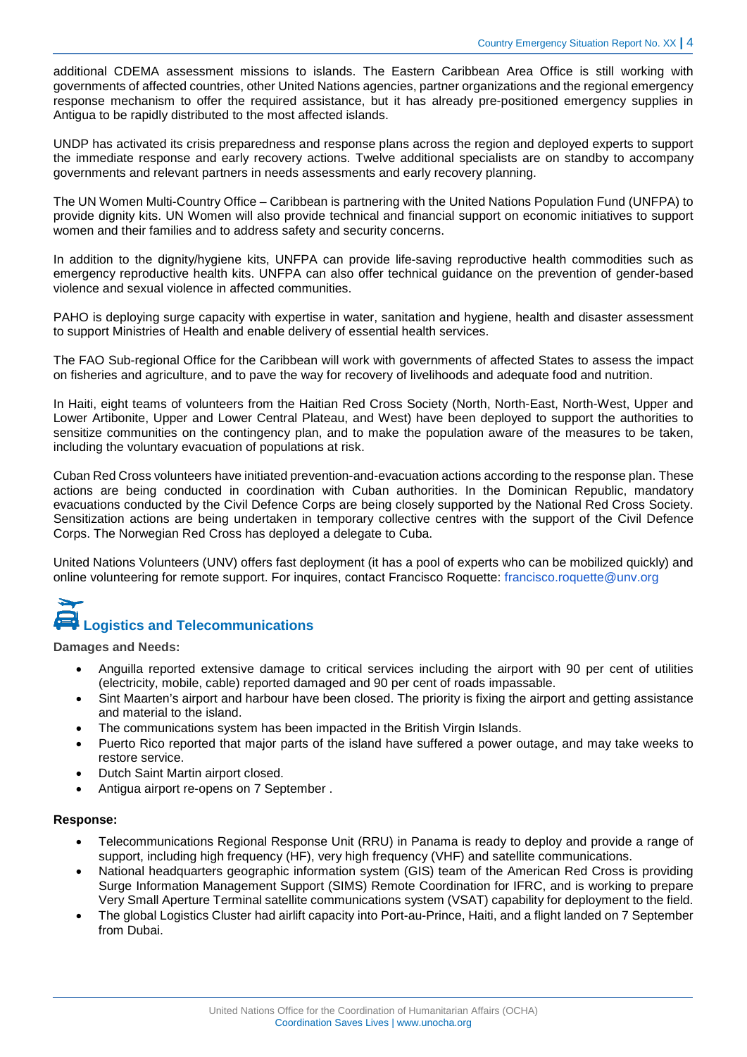additional CDEMA assessment missions to islands. The Eastern Caribbean Area Office is still working with governments of affected countries, other United Nations agencies, partner organizations and the regional emergency response mechanism to offer the required assistance, but it has already pre-positioned emergency supplies in Antigua to be rapidly distributed to the most affected islands.

UNDP has activated its crisis preparedness and response plans across the region and deployed experts to support the immediate response and early recovery actions. Twelve additional specialists are on standby to accompany governments and relevant partners in needs assessments and early recovery planning.

The UN Women Multi-Country Office – Caribbean is partnering with the United Nations Population Fund (UNFPA) to provide dignity kits. UN Women will also provide technical and financial support on economic initiatives to support women and their families and to address safety and security concerns.

In addition to the dignity/hygiene kits, UNFPA can provide life-saving reproductive health commodities such as emergency reproductive health kits. UNFPA can also offer technical guidance on the prevention of gender-based violence and sexual violence in affected communities.

PAHO is deploying surge capacity with expertise in water, sanitation and hygiene, health and disaster assessment to support Ministries of Health and enable delivery of essential health services.

The FAO Sub-regional Office for the Caribbean will work with governments of affected States to assess the impact on fisheries and agriculture, and to pave the way for recovery of livelihoods and adequate food and nutrition.

In Haiti, eight teams of volunteers from the Haitian Red Cross Society (North, North-East, North-West, Upper and Lower Artibonite, Upper and Lower Central Plateau, and West) have been deployed to support the authorities to sensitize communities on the contingency plan, and to make the population aware of the measures to be taken, including the voluntary evacuation of populations at risk.

Cuban Red Cross volunteers have initiated prevention-and-evacuation actions according to the response plan. These actions are being conducted in coordination with Cuban authorities. In the Dominican Republic, mandatory evacuations conducted by the Civil Defence Corps are being closely supported by the National Red Cross Society. Sensitization actions are being undertaken in temporary collective centres with the support of the Civil Defence Corps. The Norwegian Red Cross has deployed a delegate to Cuba.

United Nations Volunteers (UNV) offers fast deployment (it has a pool of experts who can be mobilized quickly) and online volunteering for remote support. For inquires, contact Francisco Roquette: francisco.roquette@unv.org

## Logistics and Telecommunications

**Damages and Needs:**

- Anguilla reported extensive damage to critical services including the airport with 90 per cent of utilities (electricity, mobile, cable) reported damaged and 90 per cent of roads impassable.
- Sint Maarten's airport and harbour have been closed. The priority is fixing the airport and getting assistance and material to the island.
- The communications system has been impacted in the British Virgin Islands.
- Puerto Rico reported that major parts of the island have suffered a power outage, and may take weeks to restore service.
- Dutch Saint Martin airport closed.
- Antigua airport re-opens on 7 September .

**Response:**

- Telecommunications Regional Response Unit (RRU) in Panama is ready to deploy and provide a range of support, including high frequency (HF), very high frequency (VHF) and satellite communications.
- National headquarters geographic information system (GIS) team of the American Red Cross is providing Surge Information Management Support (SIMS) Remote Coordination for IFRC, and is working to prepare Very Small Aperture Terminal satellite communications system (VSAT) capability for deployment to the field.
- The global Logistics Cluster had airlift capacity into Port-au-Prince, Haiti, and a flight landed on 7 September from Dubai.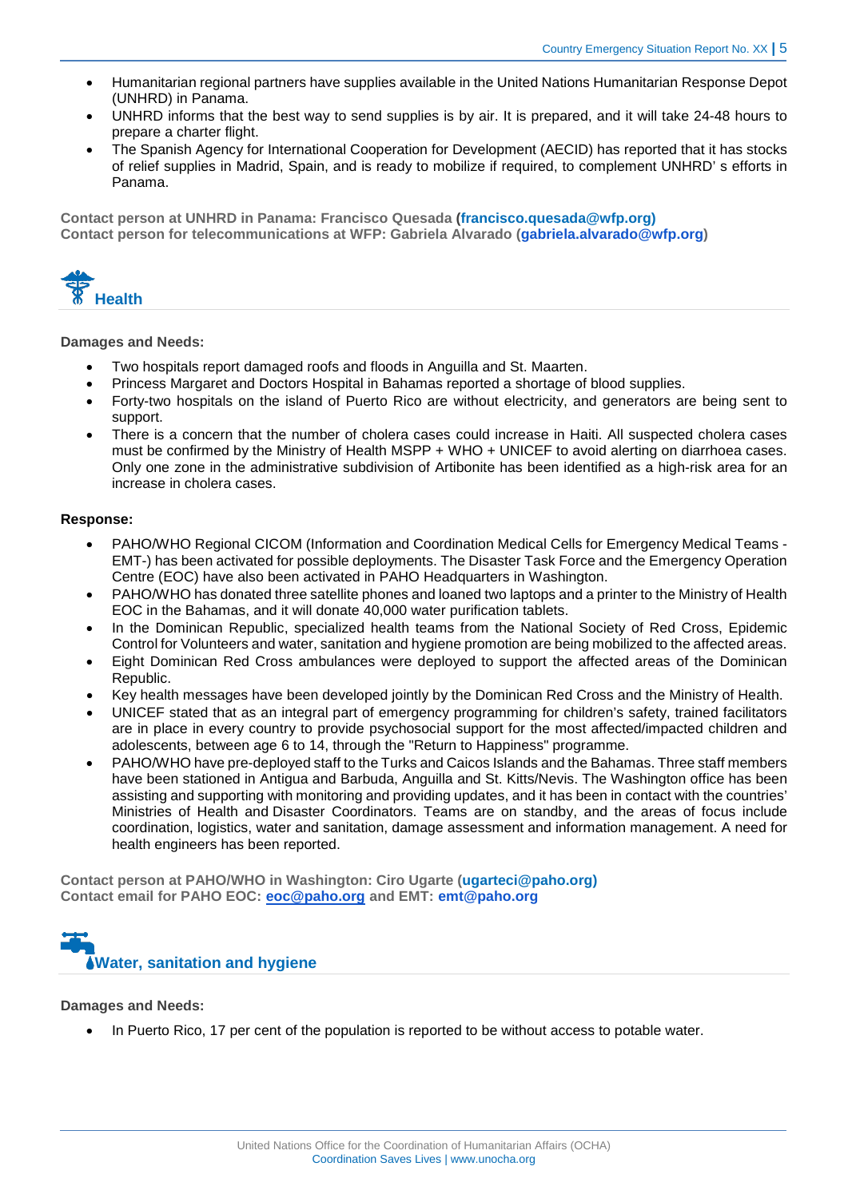- Humanitarian regional partners have supplies available in the United Nations Humanitarian Response Depot (UNHRD) in Panama.
- UNHRD informs that the best way to send supplies is by air. It is prepared, and it will take 24-48 hours to prepare a charter flight.
- The Spanish Agency for International Cooperation for Development (AECID) has reported that it has stocks of relief supplies in Madrid, Spain, and is ready to mobilize if required, to complement UNHRD' s efforts in Panama.

**Contact person at UNHRD in Panama: Francisco Quesada (francisco.quesada@wfp.org)**
**Contact person for telecommunications at WFP: Gabriela Alvarado (gabriela.alvarado@wfp.org)**

## Health

**Damages and Needs:**

- Two hospitals report damaged roofs and floods in Anguilla and St. Maarten.
- Princess Margaret and Doctors Hospital in Bahamas reported a shortage of blood supplies.
- Forty-two hospitals on the island of Puerto Rico are without electricity, and generators are being sent to support.
- There is a concern that the number of cholera cases could increase in Haiti. All suspected cholera cases must be confirmed by the Ministry of Health MSPP + WHO + UNICEF to avoid alerting on diarrhoea cases. Only one zone in the administrative subdivision of Artibonite has been identified as a high-risk area for an increase in cholera cases.

**Response:**

- PAHO/WHO Regional CICOM (Information and Coordination Medical Cells for Emergency Medical Teams - EMT-) has been activated for possible deployments. The Disaster Task Force and the Emergency Operation Centre (EOC) have also been activated in PAHO Headquarters in Washington.
- PAHO/WHO has donated three satellite phones and loaned two laptops and a printer to the Ministry of Health EOC in the Bahamas, and it will donate 40,000 water purification tablets.
- In the Dominican Republic, specialized health teams from the National Society of Red Cross, Epidemic Control for Volunteers and water, sanitation and hygiene promotion are being mobilized to the affected areas.
- Eight Dominican Red Cross ambulances were deployed to support the affected areas of the Dominican Republic.
- Key health messages have been developed jointly by the Dominican Red Cross and the Ministry of Health.
- UNICEF stated that as an integral part of emergency programming for children's safety, trained facilitators are in place in every country to provide psychosocial support for the most affected/impacted children and adolescents, between age 6 to 14, through the "Return to Happiness" programme.
- PAHO/WHO have pre-deployed staff to the Turks and Caicos Islands and the Bahamas. Three staff members have been stationed in Antigua and Barbuda, Anguilla and St. Kitts/Nevis. The Washington office has been assisting and supporting with monitoring and providing updates, and it has been in contact with the countries' Ministries of Health and Disaster Coordinators. Teams are on standby, and the areas of focus include coordination, logistics, water and sanitation, damage assessment and information management. A need for health engineers has been reported.

**Contact person at PAHO/WHO in Washington: Ciro Ugarte (ugarteci@paho.org)**
**Contact email for PAHO EOC: eoc@paho.org and EMT: emt@paho.org**

## Water, sanitation and hygiene

**Damages and Needs:**

- In Puerto Rico, 17 per cent of the population is reported to be without access to potable water.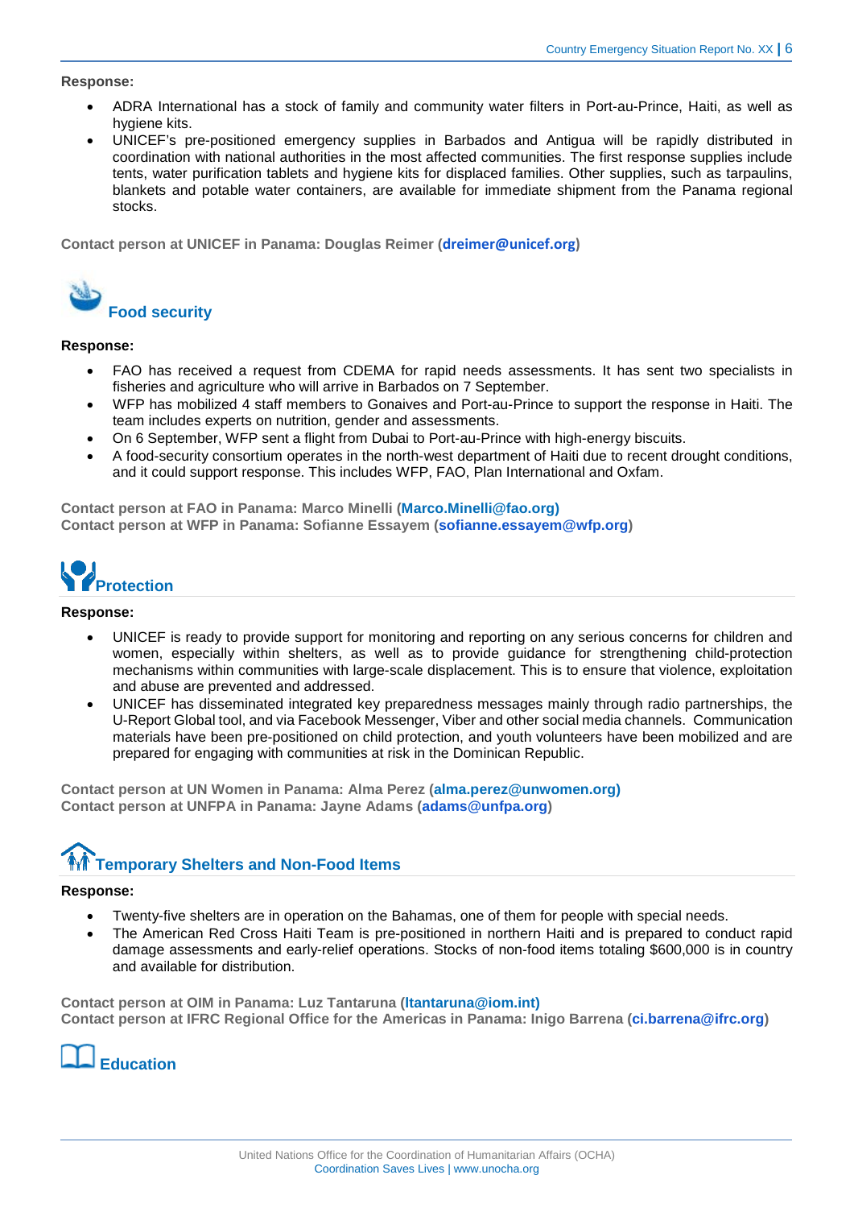**Response:**

- ADRA International has a stock of family and community water filters in Port-au-Prince, Haiti, as well as hygiene kits.
- UNICEF's pre-positioned emergency supplies in Barbados and Antigua will be rapidly distributed in coordination with national authorities in the most affected communities. The first response supplies include tents, water purification tablets and hygiene kits for displaced families. Other supplies, such as tarpaulins, blankets and potable water containers, are available for immediate shipment from the Panama regional stocks.

**Contact person at UNICEF in Panama: Douglas Reimer (dreimer@unicef.org)**

## Food security

**Response:**

- FAO has received a request from CDEMA for rapid needs assessments. It has sent two specialists in fisheries and agriculture who will arrive in Barbados on 7 September.
- WFP has mobilized 4 staff members to Gonaives and Port-au-Prince to support the response in Haiti. The team includes experts on nutrition, gender and assessments.
- On 6 September, WFP sent a flight from Dubai to Port-au-Prince with high-energy biscuits.
- A food-security consortium operates in the north-west department of Haiti due to recent drought conditions, and it could support response. This includes WFP, FAO, Plan International and Oxfam.

**Contact person at FAO in Panama: Marco Minelli (Marco.Minelli@fao.org)**
**Contact person at WFP in Panama: Sofianne Essayem (sofianne.essayem@wfp.org)**

## Protection

**Response:**

- UNICEF is ready to provide support for monitoring and reporting on any serious concerns for children and women, especially within shelters, as well as to provide guidance for strengthening child-protection mechanisms within communities with large-scale displacement. This is to ensure that violence, exploitation and abuse are prevented and addressed.
- UNICEF has disseminated integrated key preparedness messages mainly through radio partnerships, the U-Report Global tool, and via Facebook Messenger, Viber and other social media channels. Communication materials have been pre-positioned on child protection, and youth volunteers have been mobilized and are prepared for engaging with communities at risk in the Dominican Republic.

**Contact person at UN Women in Panama: Alma Perez (alma.perez@unwomen.org)**
**Contact person at UNFPA in Panama: Jayne Adams (adams@unfpa.org)**

## Temporary Shelters and Non-Food Items

**Response:**

- Twenty-five shelters are in operation on the Bahamas, one of them for people with special needs.
- The American Red Cross Haiti Team is pre-positioned in northern Haiti and is prepared to conduct rapid damage assessments and early-relief operations. Stocks of non-food items totaling $600,000 is in country and available for distribution.

**Contact person at OIM in Panama: Luz Tantaruna (ltantaruna@iom.int)**
**Contact person at IFRC Regional Office for the Americas in Panama: Inigo Barrena (ci.barrena@ifrc.org)**

## Education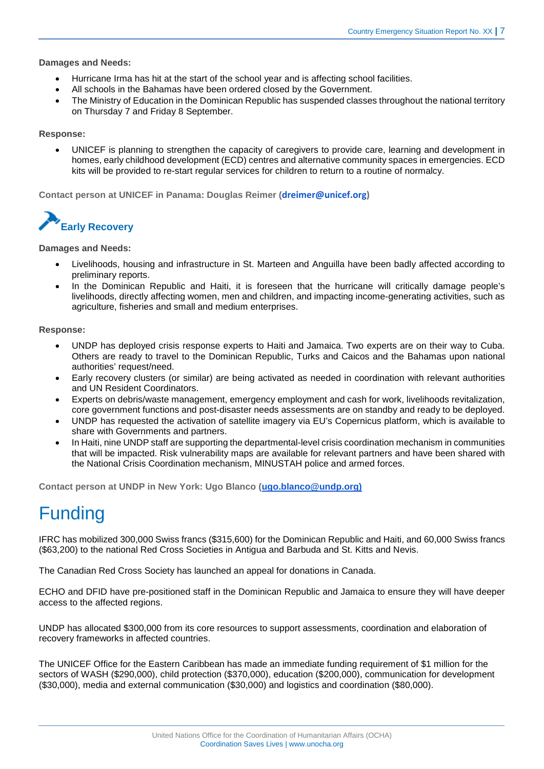**Damages and Needs:**

- Hurricane Irma has hit at the start of the school year and is affecting school facilities.
- All schools in the Bahamas have been ordered closed by the Government.
- The Ministry of Education in the Dominican Republic has suspended classes throughout the national territory on Thursday 7 and Friday 8 September.

**Response:**

- UNICEF is planning to strengthen the capacity of caregivers to provide care, learning and development in homes, early childhood development (ECD) centres and alternative community spaces in emergencies. ECD kits will be provided to re-start regular services for children to return to a routine of normalcy.

**Contact person at UNICEF in Panama: Douglas Reimer (dreimer@unicef.org)**

## Early Recovery

**Damages and Needs:**

- Livelihoods, housing and infrastructure in St. Marteen and Anguilla have been badly affected according to preliminary reports.
- In the Dominican Republic and Haiti, it is foreseen that the hurricane will critically damage people's livelihoods, directly affecting women, men and children, and impacting income-generating activities, such as agriculture, fisheries and small and medium enterprises.

**Response:**

- UNDP has deployed crisis response experts to Haiti and Jamaica. Two experts are on their way to Cuba. Others are ready to travel to the Dominican Republic, Turks and Caicos and the Bahamas upon national authorities' request/need.
- Early recovery clusters (or similar) are being activated as needed in coordination with relevant authorities and UN Resident Coordinators.
- Experts on debris/waste management, emergency employment and cash for work, livelihoods revitalization, core government functions and post-disaster needs assessments are on standby and ready to be deployed.
- UNDP has requested the activation of satellite imagery via EU's Copernicus platform, which is available to share with Governments and partners.
- In Haiti, nine UNDP staff are supporting the departmental-level crisis coordination mechanism in communities that will be impacted. Risk vulnerability maps are available for relevant partners and have been shared with the National Crisis Coordination mechanism, MINUSTAH police and armed forces.

**Contact person at UNDP in New York: Ugo Blanco (ugo.blanco@undp.org)**

# Funding

IFRC has mobilized 300,000 Swiss francs ($315,600) for the Dominican Republic and Haiti, and 60,000 Swiss francs ($63,200) to the national Red Cross Societies in Antigua and Barbuda and St. Kitts and Nevis.

The Canadian Red Cross Society has launched an appeal for donations in Canada.

ECHO and DFID have pre-positioned staff in the Dominican Republic and Jamaica to ensure they will have deeper access to the affected regions.

UNDP has allocated $300,000 from its core resources to support assessments, coordination and elaboration of recovery frameworks in affected countries.

The UNICEF Office for the Eastern Caribbean has made an immediate funding requirement of $1 million for the sectors of WASH ($290,000), child protection ($370,000), education ($200,000), communication for development ($30,000), media and external communication ($30,000) and logistics and coordination ($80,000).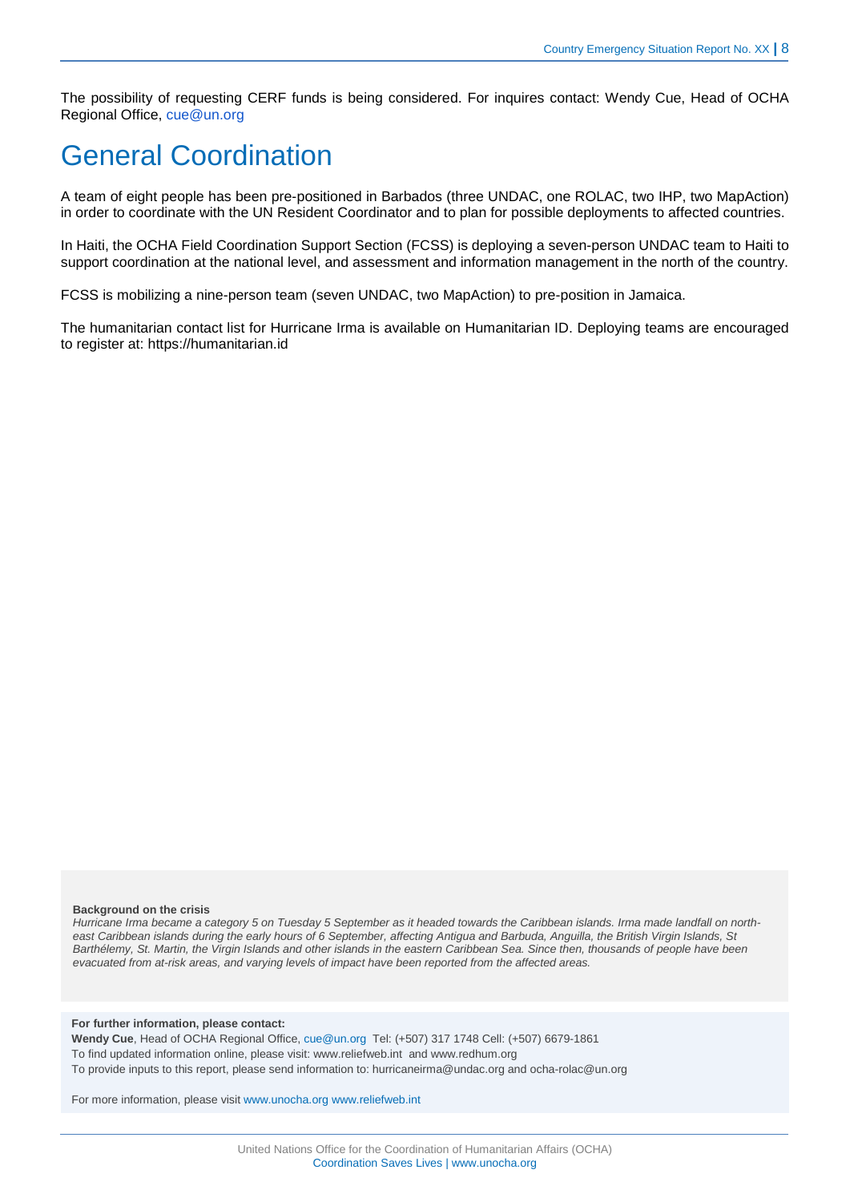The possibility of requesting CERF funds is being considered. For inquires contact: Wendy Cue, Head of OCHA Regional Office, cue@un.org

# General Coordination

A team of eight people has been pre-positioned in Barbados (three UNDAC, one ROLAC, two IHP, two MapAction) in order to coordinate with the UN Resident Coordinator and to plan for possible deployments to affected countries.

In Haiti, the OCHA Field Coordination Support Section (FCSS) is deploying a seven-person UNDAC team to Haiti to support coordination at the national level, and assessment and information management in the north of the country.

FCSS is mobilizing a nine-person team (seven UNDAC, two MapAction) to pre-position in Jamaica.

The humanitarian contact list for Hurricane Irma is available on Humanitarian ID. Deploying teams are encouraged to register at: https://humanitarian.id

**Background on the crisis**

*Hurricane Irma became a category 5 on Tuesday 5 September as it headed towards the Caribbean islands. Irma made landfall on north-east Caribbean islands during the early hours of 6 September, affecting Antigua and Barbuda, Anguilla, the British Virgin Islands, St Barthélemy, St. Martin, the Virgin Islands and other islands in the eastern Caribbean Sea. Since then, thousands of people have been evacuated from at-risk areas, and varying levels of impact have been reported from the affected areas.*

**For further information, please contact:**

**Wendy Cue**, Head of OCHA Regional Office, cue@un.org Tel: (+507) 317 1748 Cell: (+507) 6679-1861

To find updated information online, please visit: www.reliefweb.int and www.redhum.org

To provide inputs to this report, please send information to: hurricaneirma@undac.org and ocha-rolac@un.org

For more information, please visit www.unocha.org www.reliefweb.int